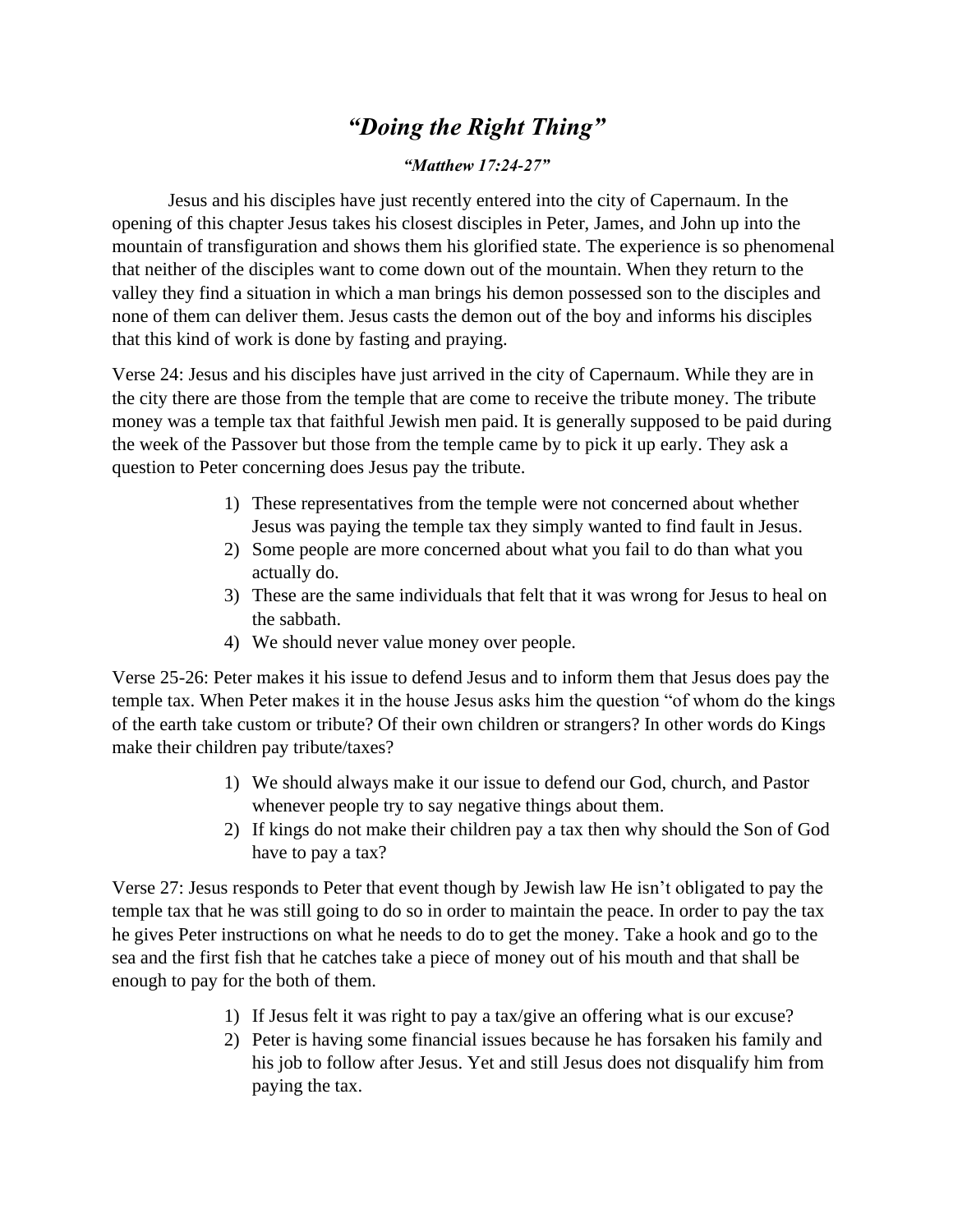# *"Doing the Right Thing"*

***"Matthew 17:24-27"***

Jesus and his disciples have just recently entered into the city of Capernaum. In the opening of this chapter Jesus takes his closest disciples in Peter, James, and John up into the mountain of transfiguration and shows them his glorified state. The experience is so phenomenal that neither of the disciples want to come down out of the mountain. When they return to the valley they find a situation in which a man brings his demon possessed son to the disciples and none of them can deliver them. Jesus casts the demon out of the boy and informs his disciples that this kind of work is done by fasting and praying.

Verse 24: Jesus and his disciples have just arrived in the city of Capernaum. While they are in the city there are those from the temple that are come to receive the tribute money. The tribute money was a temple tax that faithful Jewish men paid. It is generally supposed to be paid during the week of the Passover but those from the temple came by to pick it up early. They ask a question to Peter concerning does Jesus pay the tribute.

1) These representatives from the temple were not concerned about whether Jesus was paying the temple tax they simply wanted to find fault in Jesus.
2) Some people are more concerned about what you fail to do than what you actually do.
3) These are the same individuals that felt that it was wrong for Jesus to heal on the sabbath.
4) We should never value money over people.

Verse 25-26: Peter makes it his issue to defend Jesus and to inform them that Jesus does pay the temple tax. When Peter makes it in the house Jesus asks him the question "of whom do the kings of the earth take custom or tribute? Of their own children or strangers? In other words do Kings make their children pay tribute/taxes?

1) We should always make it our issue to defend our God, church, and Pastor whenever people try to say negative things about them.
2) If kings do not make their children pay a tax then why should the Son of God have to pay a tax?

Verse 27: Jesus responds to Peter that event though by Jewish law He isn't obligated to pay the temple tax that he was still going to do so in order to maintain the peace. In order to pay the tax he gives Peter instructions on what he needs to do to get the money. Take a hook and go to the sea and the first fish that he catches take a piece of money out of his mouth and that shall be enough to pay for the both of them.

1) If Jesus felt it was right to pay a tax/give an offering what is our excuse?
2) Peter is having some financial issues because he has forsaken his family and his job to follow after Jesus. Yet and still Jesus does not disqualify him from paying the tax.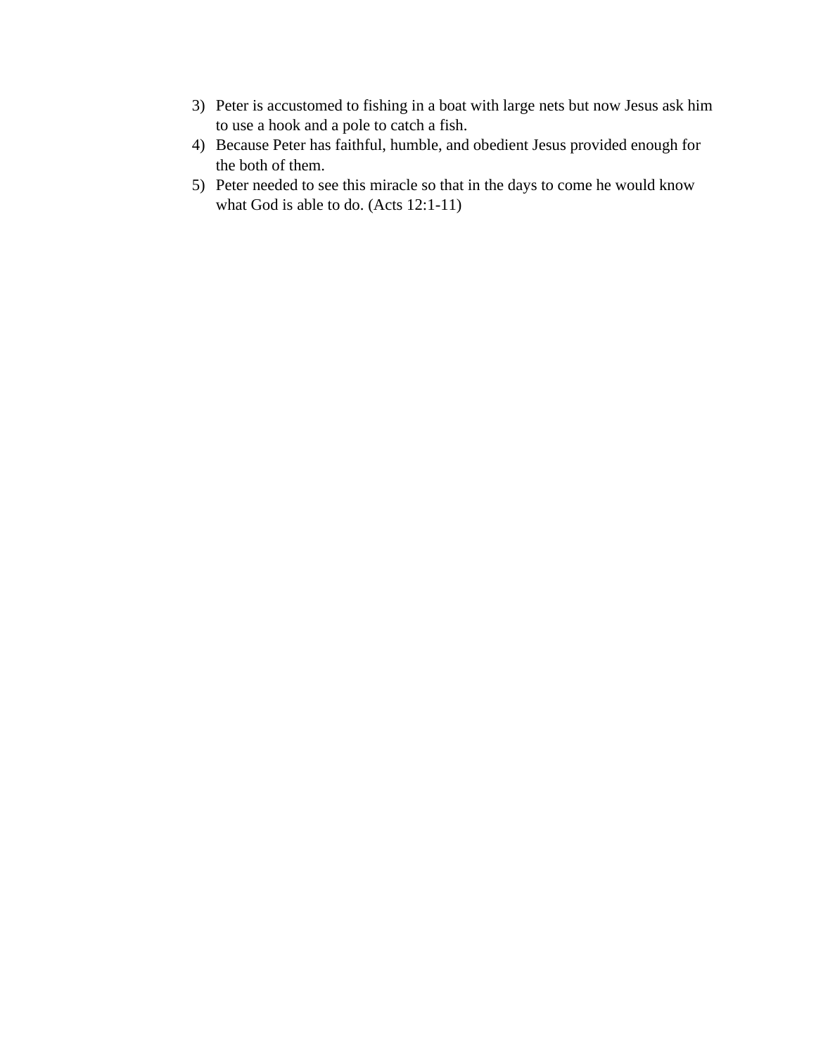3) Peter is accustomed to fishing in a boat with large nets but now Jesus ask him to use a hook and a pole to catch a fish.
4) Because Peter has faithful, humble, and obedient Jesus provided enough for the both of them.
5) Peter needed to see this miracle so that in the days to come he would know what God is able to do. (Acts 12:1-11)